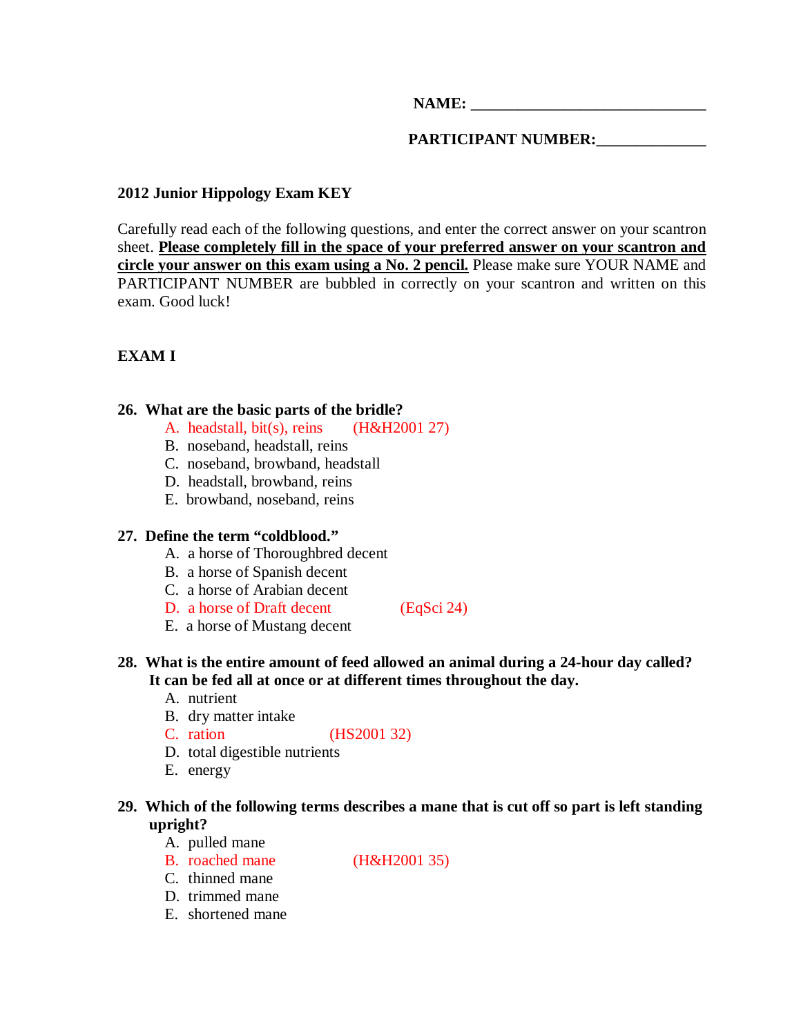**NAME: ______________________________**

**PARTICIPANT NUMBER:______________**

**2012 Junior Hippology Exam KEY**

Carefully read each of the following questions, and enter the correct answer on your scantron sheet. **Please completely fill in the space of your preferred answer on your scantron and circle your answer on this exam using a No. 2 pencil.** Please make sure YOUR NAME and PARTICIPANT NUMBER are bubbled in correctly on your scantron and written on this exam. Good luck!

**EXAM I**

**26. What are the basic parts of the bridle?**

A. headstall, bit(s), reins (H&H2001 27)
B. noseband, headstall, reins
C. noseband, browband, headstall
D. headstall, browband, reins
E. browband, noseband, reins

**27. Define the term "coldblood."**

A. a horse of Thoroughbred decent
B. a horse of Spanish decent
C. a horse of Arabian decent
D. a horse of Draft decent (EqSci 24)
E. a horse of Mustang decent

**28. What is the entire amount of feed allowed an animal during a 24-hour day called? It can be fed all at once or at different times throughout the day.**

A. nutrient
B. dry matter intake
C. ration (HS2001 32)
D. total digestible nutrients
E. energy

**29. Which of the following terms describes a mane that is cut off so part is left standing upright?**

A. pulled mane
B. roached mane (H&H2001 35)
C. thinned mane
D. trimmed mane
E. shortened mane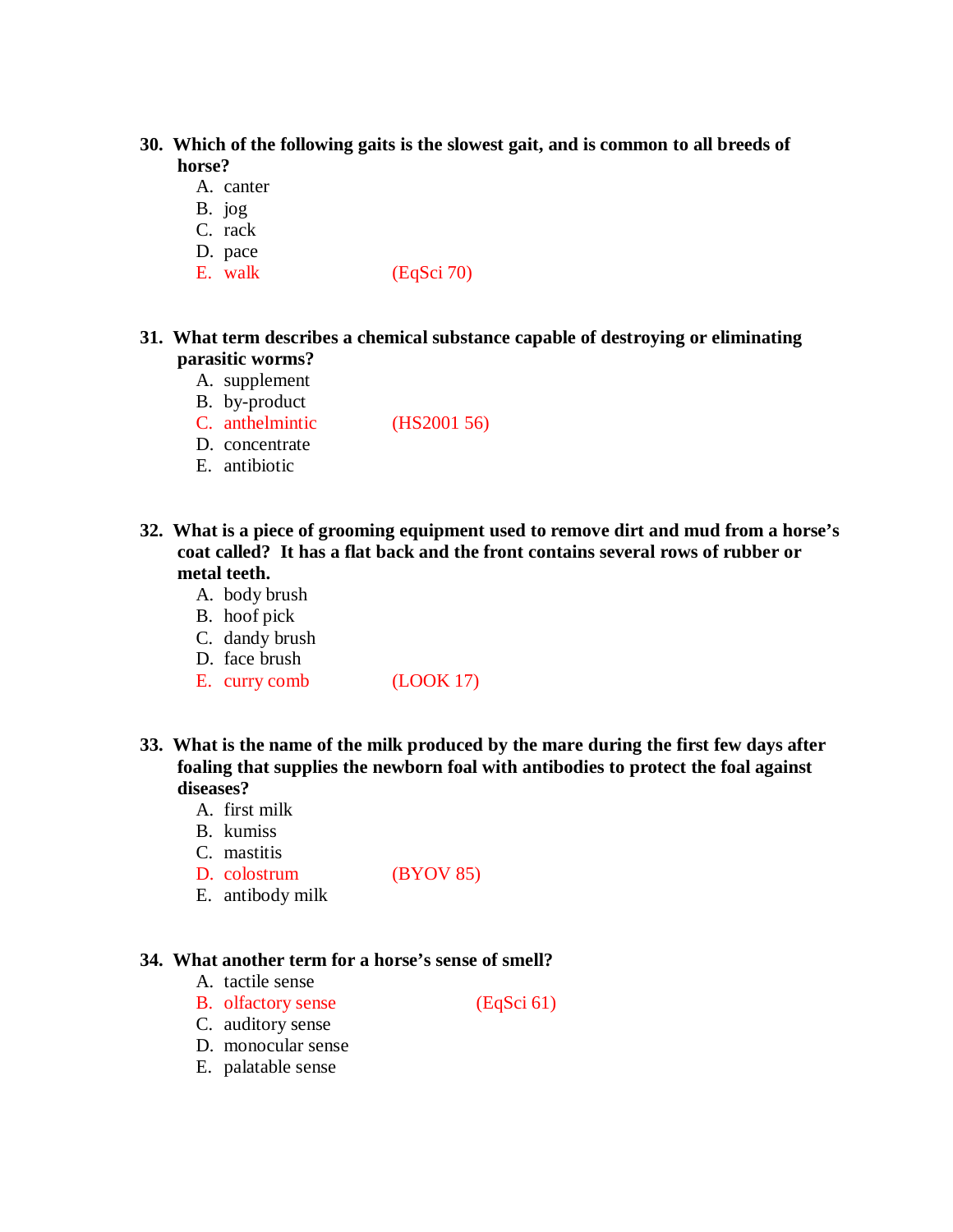**30. Which of the following gaits is the slowest gait, and is common to all breeds of horse?**

A. canter
B. jog
C. rack
D. pace
E. walk (EqSci 70)

**31. What term describes a chemical substance capable of destroying or eliminating parasitic worms?**

A. supplement
B. by-product
C. anthelmintic (HS2001 56)
D. concentrate
E. antibiotic

**32. What is a piece of grooming equipment used to remove dirt and mud from a horse's coat called? It has a flat back and the front contains several rows of rubber or metal teeth.**

A. body brush
B. hoof pick
C. dandy brush
D. face brush
E. curry comb (LOOK 17)

**33. What is the name of the milk produced by the mare during the first few days after foaling that supplies the newborn foal with antibodies to protect the foal against diseases?**

A. first milk
B. kumiss
C. mastitis
D. colostrum (BYOV 85)
E. antibody milk

**34. What another term for a horse's sense of smell?**

A. tactile sense
B. olfactory sense (EqSci 61)
C. auditory sense
D. monocular sense
E. palatable sense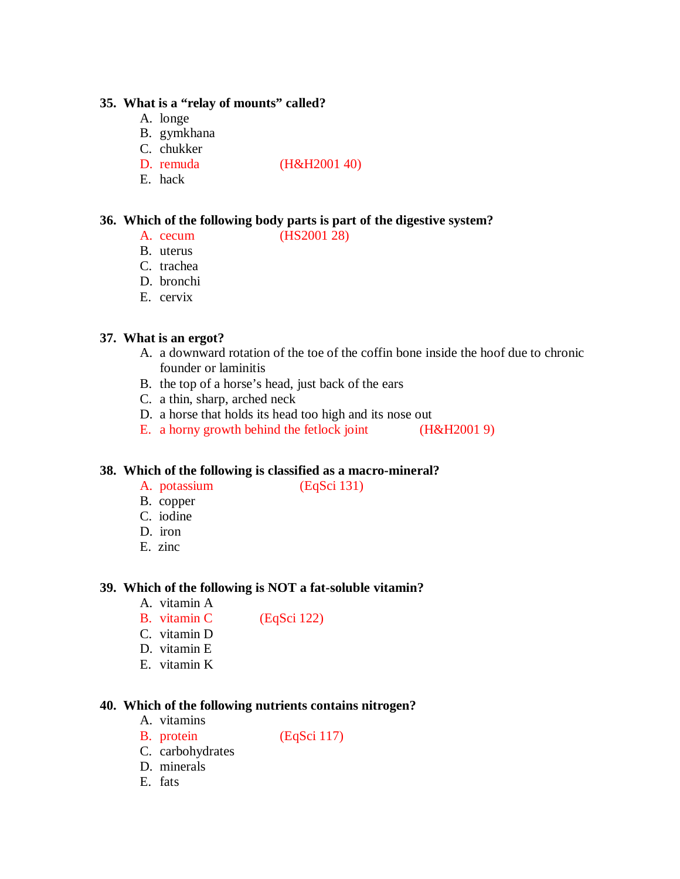**35. What is a "relay of mounts" called?**

A. longe
B. gymkhana
C. chukker
D. remuda (H&H2001 40)
E. hack

**36. Which of the following body parts is part of the digestive system?**

A. cecum (HS2001 28)
B. uterus
C. trachea
D. bronchi
E. cervix

**37. What is an ergot?**

A. a downward rotation of the toe of the coffin bone inside the hoof due to chronic founder or laminitis
B. the top of a horse's head, just back of the ears
C. a thin, sharp, arched neck
D. a horse that holds its head too high and its nose out
E. a horny growth behind the fetlock joint (H&H2001 9)

**38. Which of the following is classified as a macro-mineral?**

A. potassium (EqSci 131)
B. copper
C. iodine
D. iron
E. zinc

**39. Which of the following is NOT a fat-soluble vitamin?**

A. vitamin A
B. vitamin C (EqSci 122)
C. vitamin D
D. vitamin E
E. vitamin K

**40. Which of the following nutrients contains nitrogen?**

A. vitamins
B. protein (EqSci 117)
C. carbohydrates
D. minerals
E. fats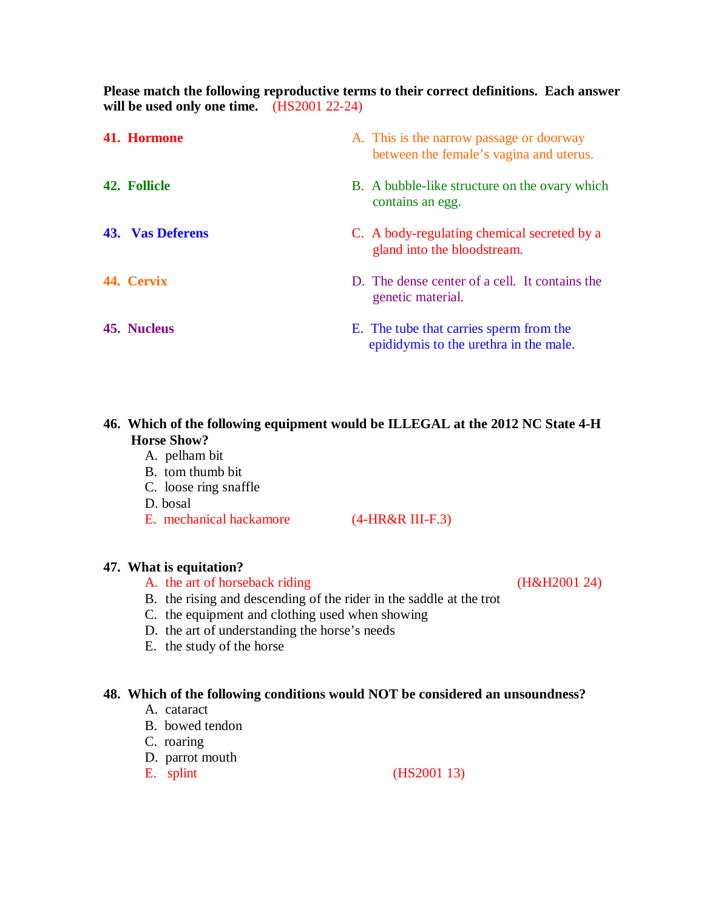**Please match the following reproductive terms to their correct definitions. Each answer will be used only one time.** (HS2001 22-24)

**41. Hormone**

**42. Follicle**

**43. Vas Deferens**

**44. Cervix**

**45. Nucleus**

A. This is the narrow passage or doorway between the female's vagina and uterus.

B. A bubble-like structure on the ovary which contains an egg.

C. A body-regulating chemical secreted by a gland into the bloodstream.

D. The dense center of a cell. It contains the genetic material.

E. The tube that carries sperm from the epididymis to the urethra in the male.

**46. Which of the following equipment would be ILLEGAL at the 2012 NC State 4-H Horse Show?**

A. pelham bit
B. tom thumb bit
C. loose ring snaffle
D. bosal
E. mechanical hackamore (4-HR&R III-F.3)

**47. What is equitation?**

A. the art of horseback riding (H&H2001 24)
B. the rising and descending of the rider in the saddle at the trot
C. the equipment and clothing used when showing
D. the art of understanding the horse's needs
E. the study of the horse

**48. Which of the following conditions would NOT be considered an unsoundness?**

A. cataract
B. bowed tendon
C. roaring
D. parrot mouth
E. splint (HS2001 13)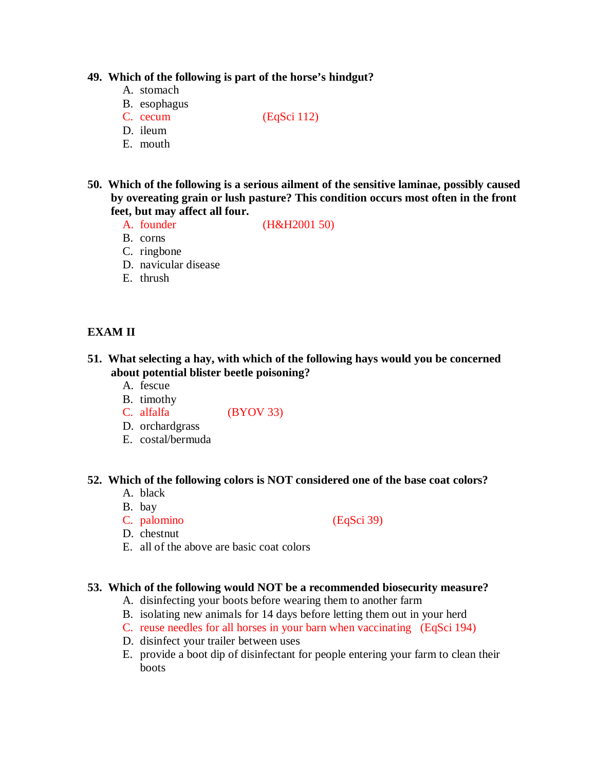**49. Which of the following is part of the horse's hindgut?**

A. stomach
B. esophagus
C. cecum (EqSci 112)
D. ileum
E. mouth

**50. Which of the following is a serious ailment of the sensitive laminae, possibly caused by overeating grain or lush pasture? This condition occurs most often in the front feet, but may affect all four.**

A. founder (H&H2001 50)
B. corns
C. ringbone
D. navicular disease
E. thrush

**EXAM II**

**51. What selecting a hay, with which of the following hays would you be concerned about potential blister beetle poisoning?**

A. fescue
B. timothy
C. alfalfa (BYOV 33)
D. orchardgrass
E. costal/bermuda

**52. Which of the following colors is NOT considered one of the base coat colors?**

A. black
B. bay
C. palomino (EqSci 39)
D. chestnut
E. all of the above are basic coat colors

**53. Which of the following would NOT be a recommended biosecurity measure?**

A. disinfecting your boots before wearing them to another farm
B. isolating new animals for 14 days before letting them out in your herd
C. reuse needles for all horses in your barn when vaccinating (EqSci 194)
D. disinfect your trailer between uses
E. provide a boot dip of disinfectant for people entering your farm to clean their boots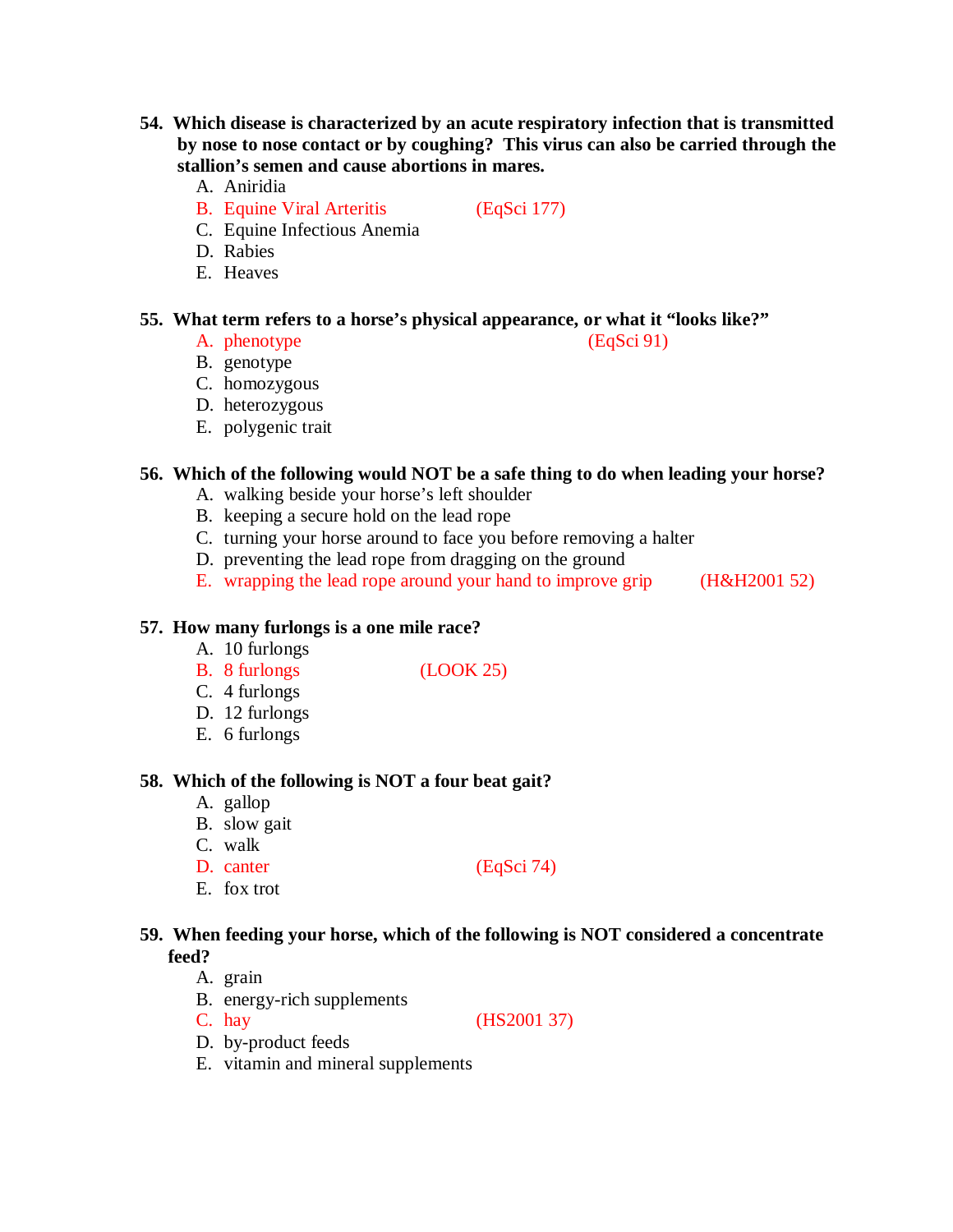**54. Which disease is characterized by an acute respiratory infection that is transmitted by nose to nose contact or by coughing? This virus can also be carried through the stallion's semen and cause abortions in mares.**

A. Aniridia
B. Equine Viral Arteritis (EqSci 177)
C. Equine Infectious Anemia
D. Rabies
E. Heaves

**55. What term refers to a horse's physical appearance, or what it "looks like?"**

A. phenotype (EqSci 91)
B. genotype
C. homozygous
D. heterozygous
E. polygenic trait

**56. Which of the following would NOT be a safe thing to do when leading your horse?**

A. walking beside your horse's left shoulder
B. keeping a secure hold on the lead rope
C. turning your horse around to face you before removing a halter
D. preventing the lead rope from dragging on the ground
E. wrapping the lead rope around your hand to improve grip (H&H2001 52)

**57. How many furlongs is a one mile race?**

A. 10 furlongs
B. 8 furlongs (LOOK 25)
C. 4 furlongs
D. 12 furlongs
E. 6 furlongs

**58. Which of the following is NOT a four beat gait?**

A. gallop
B. slow gait
C. walk
D. canter (EqSci 74)
E. fox trot

**59. When feeding your horse, which of the following is NOT considered a concentrate feed?**

A. grain
B. energy-rich supplements
C. hay (HS2001 37)
D. by-product feeds
E. vitamin and mineral supplements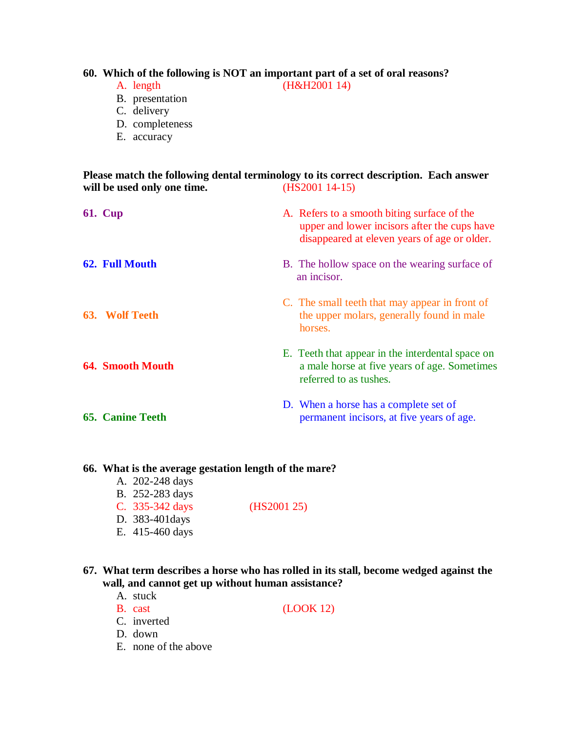**60. Which of the following is NOT an important part of a set of oral reasons?**

A. length (H&H2001 14)
B. presentation
C. delivery
D. completeness
E. accuracy

**Please match the following dental terminology to its correct description. Each answer will be used only one time.** (HS2001 14-15)

**61. Cup**

**62. Full Mouth**

**63. Wolf Teeth**

**64. Smooth Mouth**

**65. Canine Teeth**

A. Refers to a smooth biting surface of the upper and lower incisors after the cups have disappeared at eleven years of age or older.

B. The hollow space on the wearing surface of an incisor.

C. The small teeth that may appear in front of the upper molars, generally found in male horses.

E. Teeth that appear in the interdental space on a male horse at five years of age. Sometimes referred to as tushes.

D. When a horse has a complete set of permanent incisors, at five years of age.

**66. What is the average gestation length of the mare?**

A. 202-248 days
B. 252-283 days
C. 335-342 days (HS2001 25)
D. 383-401days
E. 415-460 days

**67. What term describes a horse who has rolled in its stall, become wedged against the wall, and cannot get up without human assistance?**

A. stuck
B. cast (LOOK 12)
C. inverted
D. down
E. none of the above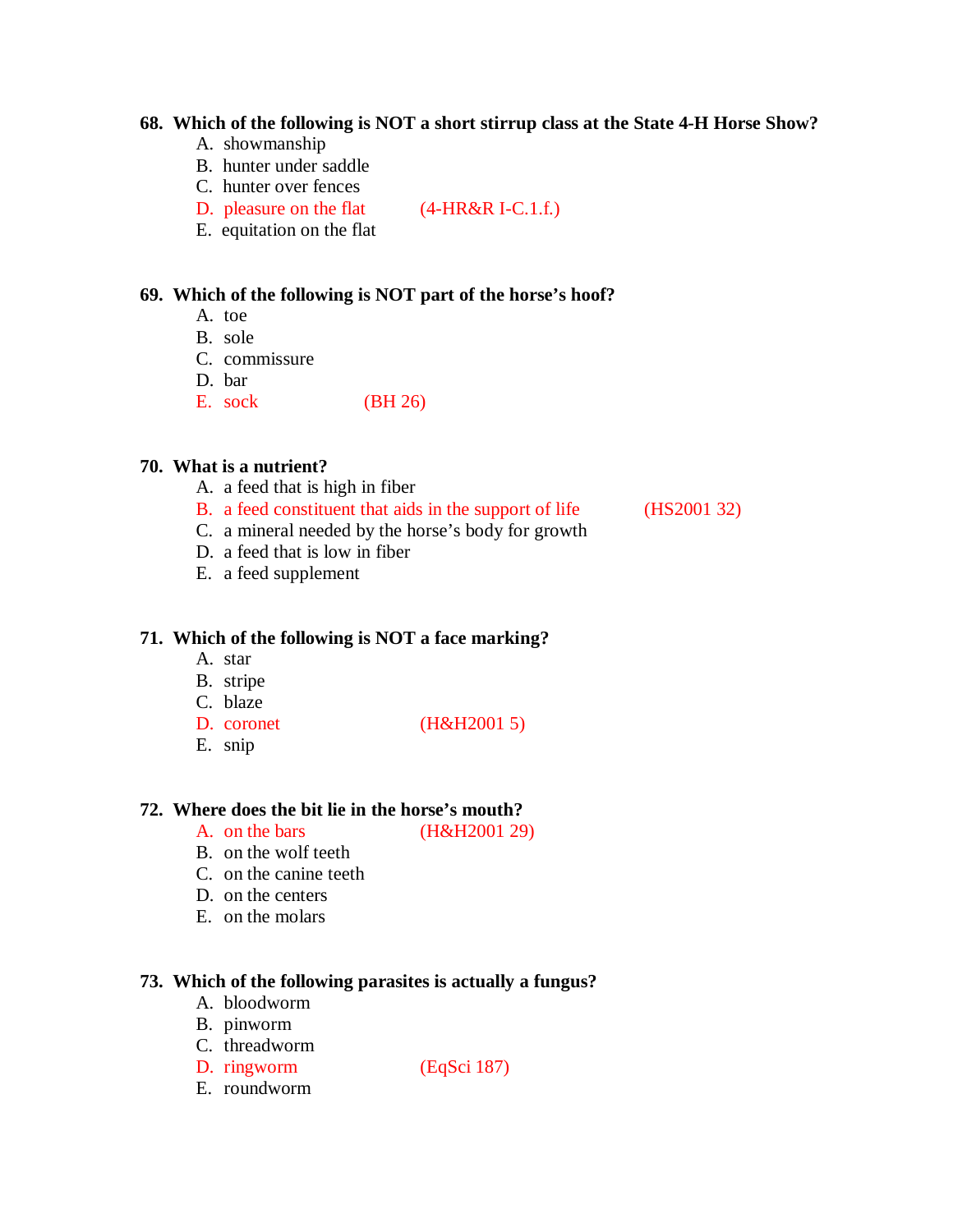**68. Which of the following is NOT a short stirrup class at the State 4-H Horse Show?**

A. showmanship
B. hunter under saddle
C. hunter over fences
D. pleasure on the flat (4-HR&R I-C.1.f.)
E. equitation on the flat

**69. Which of the following is NOT part of the horse's hoof?**

A. toe
B. sole
C. commissure
D. bar
E. sock (BH 26)

**70. What is a nutrient?**

A. a feed that is high in fiber
B. a feed constituent that aids in the support of life (HS2001 32)
C. a mineral needed by the horse's body for growth
D. a feed that is low in fiber
E. a feed supplement

**71. Which of the following is NOT a face marking?**

A. star
B. stripe
C. blaze
D. coronet (H&H2001 5)
E. snip

**72. Where does the bit lie in the horse's mouth?**

A. on the bars (H&H2001 29)
B. on the wolf teeth
C. on the canine teeth
D. on the centers
E. on the molars

**73. Which of the following parasites is actually a fungus?**

A. bloodworm
B. pinworm
C. threadworm
D. ringworm (EqSci 187)
E. roundworm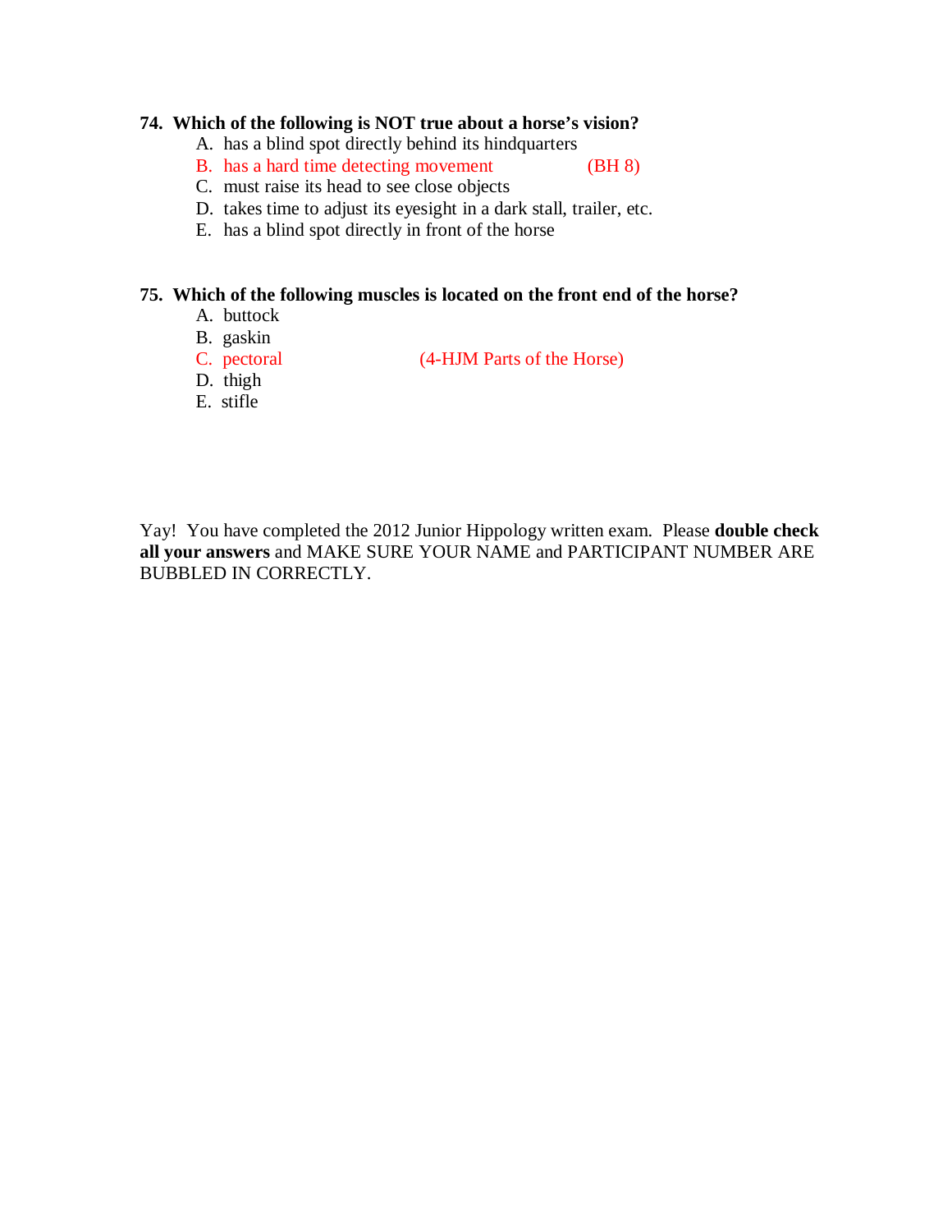**74. Which of the following is NOT true about a horse's vision?**

A. has a blind spot directly behind its hindquarters
B. has a hard time detecting movement (BH 8)
C. must raise its head to see close objects
D. takes time to adjust its eyesight in a dark stall, trailer, etc.
E. has a blind spot directly in front of the horse

**75. Which of the following muscles is located on the front end of the horse?**

A. buttock
B. gaskin
C. pectoral (4-HJM Parts of the Horse)
D. thigh
E. stifle

Yay! You have completed the 2012 Junior Hippology written exam. Please **double check all your answers** and MAKE SURE YOUR NAME and PARTICIPANT NUMBER ARE BUBBLED IN CORRECTLY.